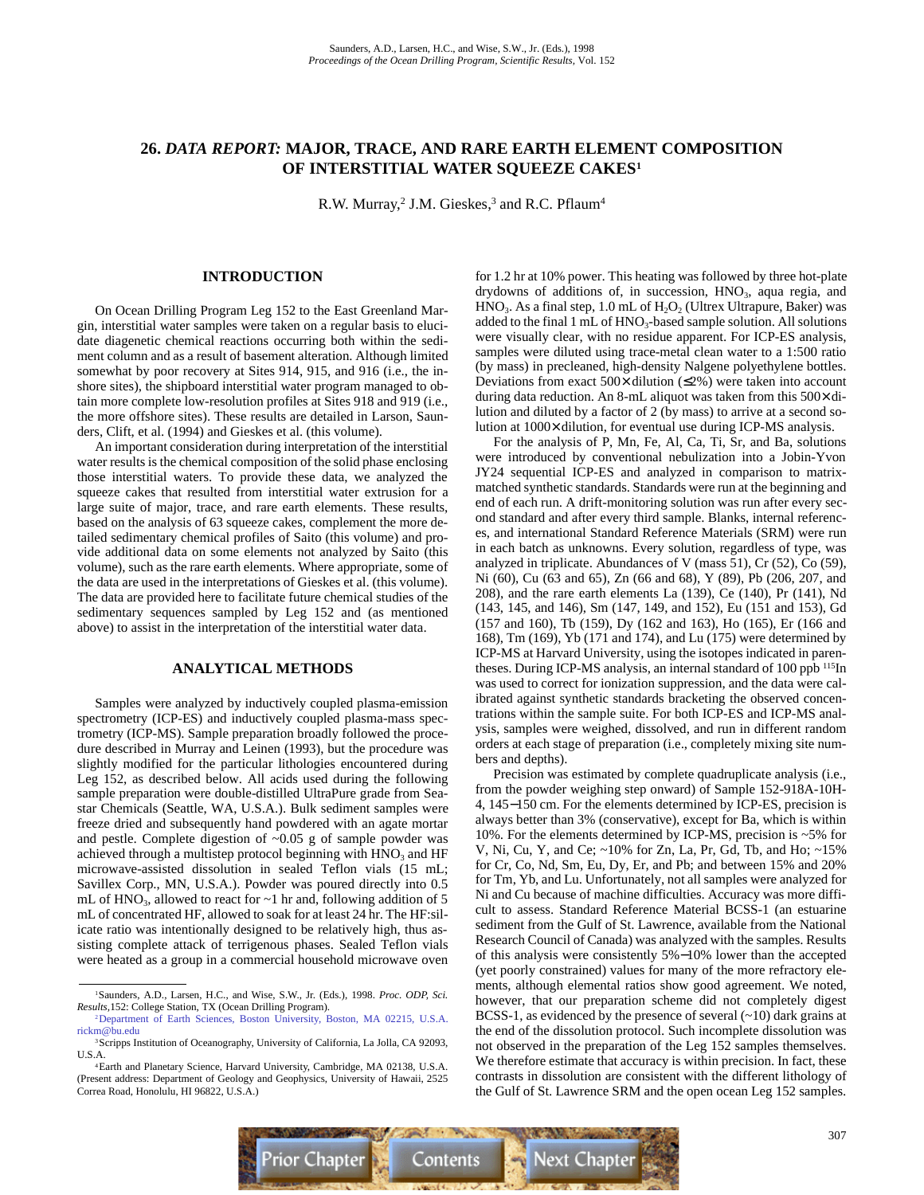# 26. *DATA REPORT:* MAJOR, TRACE, AND RARE EARTH ELEMENT COMPOSITION OF INTERSTITIAL WATER SQUEEZE CAKES[1]

R.W. Murray,[2] J.M. Gieskes,[3] and R.C. Pflaum[4]

## INTRODUCTION

On Ocean Drilling Program Leg 152 to the East Greenland Margin, interstitial water samples were taken on a regular basis to elucidate diagenetic chemical reactions occurring both within the sediment column and as a result of basement alteration. Although limited somewhat by poor recovery at Sites 914, 915, and 916 (i.e., the inshore sites), the shipboard interstitial water program managed to obtain more complete low-resolution profiles at Sites 918 and 919 (i.e., the more offshore sites). These results are detailed in Larson, Saunders, Clift, et al. (1994) and Gieskes et al. (this volume).

An important consideration during interpretation of the interstitial water results is the chemical composition of the solid phase enclosing those interstitial waters. To provide these data, we analyzed the squeeze cakes that resulted from interstitial water extrusion for a large suite of major, trace, and rare earth elements. These results, based on the analysis of 63 squeeze cakes, complement the more detailed sedimentary chemical profiles of Saito (this volume) and provide additional data on some elements not analyzed by Saito (this volume), such as the rare earth elements. Where appropriate, some of the data are used in the interpretations of Gieskes et al. (this volume). The data are provided here to facilitate future chemical studies of the sedimentary sequences sampled by Leg 152 and (as mentioned above) to assist in the interpretation of the interstitial water data.

## ANALYTICAL METHODS

Samples were analyzed by inductively coupled plasma-emission spectrometry (ICP-ES) and inductively coupled plasma-mass spectrometry (ICP-MS). Sample preparation broadly followed the procedure described in Murray and Leinen (1993), but the procedure was slightly modified for the particular lithologies encountered during Leg 152, as described below. All acids used during the following sample preparation were double-distilled UltraPure grade from Seastar Chemicals (Seattle, WA, U.S.A.). Bulk sediment samples were freeze dried and subsequently hand powdered with an agate mortar and pestle. Complete digestion of ~0.05 g of sample powder was achieved through a multistep protocol beginning with $HNO_3$ and HF microwave-assisted dissolution in sealed Teflon vials (15 mL; Savillex Corp., MN, U.S.A.). Powder was poured directly into 0.5 mL of $HNO_3$, allowed to react for ~1 hr and, following addition of 5 mL of concentrated HF, allowed to soak for at least 24 hr. The HF:silicate ratio was intentionally designed to be relatively high, thus assisting complete attack of terrigenous phases. Sealed Teflon vials were heated as a group in a commercial household microwave oven for 1.2 hr at 10% power. This heating was followed by three hot-plate drydowns of additions of, in succession, $HNO_3$, aqua regia, and $HNO_3$. As a final step, 1.0 mL of $H_2O_2$ (Ultrex Ultrapure, Baker) was added to the final 1 mL of $HNO_3$-based sample solution. All solutions were visually clear, with no residue apparent. For ICP-ES analysis, samples were diluted using trace-metal clean water to a 1:500 ratio (by mass) in precleaned, high-density Nalgene polyethylene bottles. Deviations from exact 500× dilution (≤2%) were taken into account during data reduction. An 8-mL aliquot was taken from this 500× dilution and diluted by a factor of 2 (by mass) to arrive at a second solution at 1000× dilution, for eventual use during ICP-MS analysis.

For the analysis of P, Mn, Fe, Al, Ca, Ti, Sr, and Ba, solutions were introduced by conventional nebulization into a Jobin-Yvon JY24 sequential ICP-ES and analyzed in comparison to matrix-matched synthetic standards. Standards were run at the beginning and end of each run. A drift-monitoring solution was run after every second standard and after every third sample. Blanks, internal references, and international Standard Reference Materials (SRM) were run in each batch as unknowns. Every solution, regardless of type, was analyzed in triplicate. Abundances of V (mass 51), Cr (52), Co (59), Ni (60), Cu (63 and 65), Zn (66 and 68), Y (89), Pb (206, 207, and 208), and the rare earth elements La (139), Ce (140), Pr (141), Nd (143, 145, and 146), Sm (147, 149, and 152), Eu (151 and 153), Gd (157 and 160), Tb (159), Dy (162 and 163), Ho (165), Er (166 and 168), Tm (169), Yb (171 and 174), and Lu (175) were determined by ICP-MS at Harvard University, using the isotopes indicated in parentheses. During ICP-MS analysis, an internal standard of 100 ppb $^{115}$In was used to correct for ionization suppression, and the data were calibrated against synthetic standards bracketing the observed concentrations within the sample suite. For both ICP-ES and ICP-MS analysis, samples were weighed, dissolved, and run in different random orders at each stage of preparation (i.e., completely mixing site numbers and depths).

Precision was estimated by complete quadruplicate analysis (i.e., from the powder weighing step onward) of Sample 152-918A-10H-4, 145−150 cm. For the elements determined by ICP-ES, precision is always better than 3% (conservative), except for Ba, which is within 10%. For the elements determined by ICP-MS, precision is ~5% for V, Ni, Cu, Y, and Ce; ~10% for Zn, La, Pr, Gd, Tb, and Ho; ~15% for Cr, Co, Nd, Sm, Eu, Dy, Er, and Pb; and between 15% and 20% for Tm, Yb, and Lu. Unfortunately, not all samples were analyzed for Ni and Cu because of machine difficulties. Accuracy was more difficult to assess. Standard Reference Material BCSS-1 (an estuarine sediment from the Gulf of St. Lawrence, available from the National Research Council of Canada) was analyzed with the samples. Results of this analysis were consistently 5%−10% lower than the accepted (yet poorly constrained) values for many of the more refractory elements, although elemental ratios show good agreement. We noted, however, that our preparation scheme did not completely digest BCSS-1, as evidenced by the presence of several (~10) dark grains at the end of the dissolution protocol. Such incomplete dissolution was not observed in the preparation of the Leg 152 samples themselves. We therefore estimate that accuracy is within precision. In fact, these contrasts in dissolution are consistent with the different lithology of the Gulf of St. Lawrence SRM and the open ocean Leg 152 samples.

---

[1]Saunders, A.D., Larsen, H.C., and Wise, S.W., Jr. (Eds.), 1998. *Proc. ODP, Sci. Results,*152: College Station, TX (Ocean Drilling Program).

[2]Department of Earth Sciences, Boston University, Boston, MA 02215, U.S.A. rickm@bu.edu

[3]Scripps Institution of Oceanography, University of California, La Jolla, CA 92093, U.S.A.

[4]Earth and Planetary Science, Harvard University, Cambridge, MA 02138, U.S.A. (Present address: Department of Geology and Geophysics, University of Hawaii, 2525 Correa Road, Honolulu, HI 96822, U.S.A.)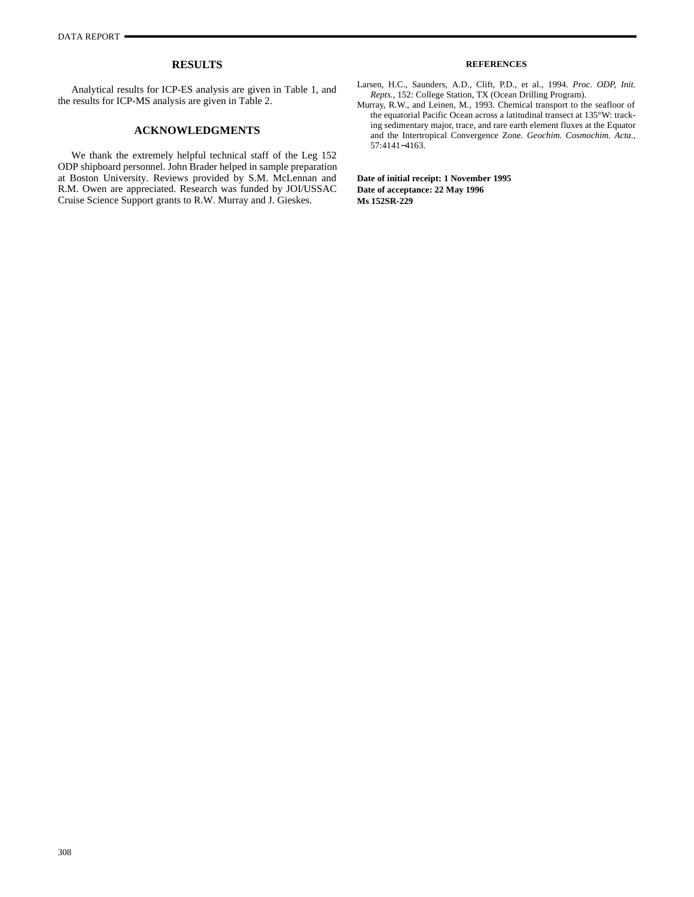## RESULTS

Analytical results for ICP-ES analysis are given in Table 1, and the results for ICP-MS analysis are given in Table 2.

## ACKNOWLEDGMENTS

We thank the extremely helpful technical staff of the Leg 152 ODP shipboard personnel. John Brader helped in sample preparation at Boston University. Reviews provided by S.M. McLennan and R.M. Owen are appreciated. Research was funded by JOI/USSAC Cruise Science Support grants to R.W. Murray and J. Gieskes.

## REFERENCES

Larsen, H.C., Saunders, A.D., Clift, P.D., et al., 1994. *Proc. ODP, Init. Repts.*, 152: College Station, TX (Ocean Drilling Program).

Murray, R.W., and Leinen, M., 1993. Chemical transport to the seafloor of the equatorial Pacific Ocean across a latitudinal transect at 135°W: tracking sedimentary major, trace, and rare earth element fluxes at the Equator and the Intertropical Convergence Zone. *Geochim. Cosmochim. Acta.*, 57:4141–4163.

**Date of initial receipt: 1 November 1995**
**Date of acceptance: 22 May 1996**
**Ms 152SR-229**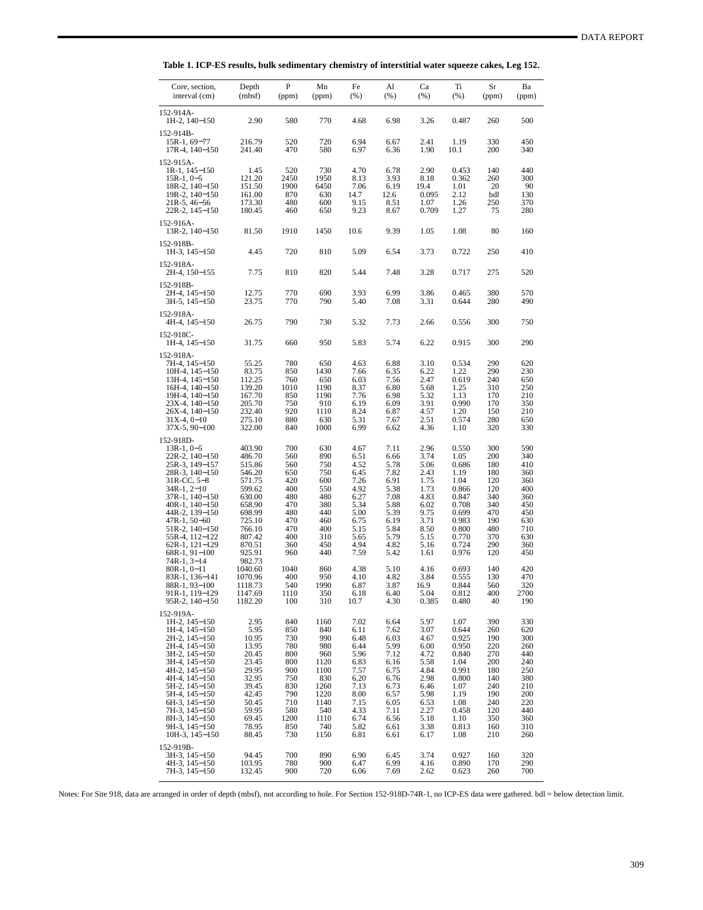**Table 1. ICP-ES results, bulk sedimentary chemistry of interstitial water squeeze cakes, Leg 152.**

| Core, section, interval (cm) | Depth (mbsf) | P (ppm) | Mn (ppm) | Fe (%) | Al (%) | Ca (%) | Ti (%) | Sr (ppm) | Ba (ppm) |
|---|---|---|---|---|---|---|---|---|---|
| 152-914A- | | | | | | | | | |
| 1H-2, 140–150 | 2.90 | 580 | 770 | 4.68 | 6.98 | 3.26 | 0.487 | 260 | 500 |
| 152-914B- | | | | | | | | | |
| 15R-1, 69–77 | 216.79 | 520 | 720 | 6.94 | 6.67 | 2.41 | 1.19 | 330 | 450 |
| 17R-4, 140–150 | 241.40 | 470 | 580 | 6.97 | 6.36 | 1.90 | 10.1 | 200 | 340 |
| 152-915A- | | | | | | | | | |
| 1R-1, 145–150 | 1.45 | 520 | 730 | 4.70 | 6.78 | 2.90 | 0.453 | 140 | 440 |
| 15R-1, 0–5 | 121.20 | 2450 | 1950 | 8.13 | 3.93 | 8.18 | 0.362 | 260 | 300 |
| 18R-2, 140–150 | 151.50 | 1900 | 6450 | 7.06 | 6.19 | 19.4 | 1.01 | 20 | 90 |
| 19R-2, 140–150 | 161.00 | 870 | 630 | 14.7 | 12.6 | 0.095 | 2.12 | bdl | 130 |
| 21R-5, 46–56 | 173.30 | 480 | 600 | 9.15 | 8.51 | 1.07 | 1.26 | 250 | 370 |
| 22R-2, 145–150 | 180.45 | 460 | 650 | 9.23 | 8.67 | 0.709 | 1.27 | 75 | 280 |
| 152-916A- | | | | | | | | | |
| 13R-2, 140–150 | 81.50 | 1910 | 1450 | 10.6 | 9.39 | 1.05 | 1.08 | 80 | 160 |
| 152-918B- | | | | | | | | | |
| 1H-3, 145–150 | 4.45 | 720 | 810 | 5.09 | 6.54 | 3.73 | 0.722 | 250 | 410 |
| 152-918A- | | | | | | | | | |
| 2H-4, 150–155 | 7.75 | 810 | 820 | 5.44 | 7.48 | 3.28 | 0.717 | 275 | 520 |
| 152-918B- | | | | | | | | | |
| 2H-4, 145–150 | 12.75 | 770 | 690 | 3.93 | 6.99 | 3.86 | 0.465 | 380 | 570 |
| 3H-5, 145–150 | 23.75 | 770 | 790 | 5.40 | 7.08 | 3.31 | 0.644 | 280 | 490 |
| 152-918A- | | | | | | | | | |
| 4H-4, 145–150 | 26.75 | 790 | 730 | 5.32 | 7.73 | 2.66 | 0.556 | 300 | 750 |
| 152-918C- | | | | | | | | | |
| 1H-4, 145–150 | 31.75 | 660 | 950 | 5.83 | 5.74 | 6.22 | 0.915 | 300 | 290 |
| 152-918A- | | | | | | | | | |
| 7H-4, 145–150 | 55.25 | 780 | 650 | 4.63 | 6.88 | 3.10 | 0.534 | 290 | 620 |
| 10H-4, 145–150 | 83.75 | 850 | 1430 | 7.66 | 6.35 | 6.22 | 1.22 | 290 | 230 |
| 13H-4, 145–150 | 112.25 | 760 | 650 | 6.03 | 7.56 | 2.47 | 0.619 | 240 | 650 |
| 16H-4, 140–150 | 139.20 | 1010 | 1190 | 8.37 | 6.80 | 5.68 | 1.25 | 310 | 250 |
| 19H-4, 140–150 | 167.70 | 850 | 1190 | 7.76 | 6.98 | 5.32 | 1.13 | 170 | 210 |
| 23X-4, 140–150 | 205.70 | 750 | 910 | 6.19 | 6.09 | 3.91 | 0.990 | 170 | 350 |
| 26X-4, 140–150 | 232.40 | 920 | 1110 | 8.24 | 6.87 | 4.57 | 1.20 | 150 | 210 |
| 31X-4, 0–10 | 275.10 | 880 | 630 | 5.31 | 7.67 | 2.51 | 0.574 | 280 | 650 |
| 37X-5, 90–100 | 322.00 | 840 | 1000 | 6.99 | 6.62 | 4.36 | 1.10 | 320 | 330 |
| 152-918D- | | | | | | | | | |
| 13R-1, 0–5 | 403.90 | 700 | 630 | 4.67 | 7.11 | 2.96 | 0.550 | 300 | 590 |
| 22R-2, 140–150 | 486.70 | 560 | 890 | 6.51 | 6.66 | 3.74 | 1.05 | 200 | 340 |
| 25R-3, 149–157 | 515.86 | 560 | 750 | 4.52 | 5.78 | 5.06 | 0.686 | 180 | 410 |
| 28R-3, 140–150 | 546.20 | 650 | 750 | 6.45 | 7.82 | 2.43 | 1.19 | 180 | 360 |
| 31R-CC, 5–8 | 571.75 | 420 | 600 | 7.26 | 6.91 | 1.75 | 1.04 | 120 | 360 |
| 34R-1, 2–10 | 599.62 | 400 | 550 | 4.92 | 5.38 | 1.73 | 0.866 | 120 | 400 |
| 37R-1, 140–150 | 630.00 | 480 | 480 | 6.27 | 7.08 | 4.83 | 0.847 | 340 | 360 |
| 40R-1, 140–150 | 658.90 | 470 | 380 | 5.34 | 5.88 | 6.02 | 0.708 | 340 | 450 |
| 44R-2, 139–150 | 698.99 | 480 | 440 | 5.00 | 5.39 | 9.75 | 0.699 | 470 | 450 |
| 47R-1, 50–60 | 725.10 | 470 | 460 | 6.75 | 6.19 | 3.71 | 0.983 | 190 | 630 |
| 51R-2, 140–150 | 766.10 | 470 | 400 | 5.15 | 5.84 | 8.50 | 0.800 | 480 | 710 |
| 55R-4, 112–122 | 807.42 | 400 | 310 | 5.65 | 5.79 | 5.15 | 0.770 | 370 | 630 |
| 62R-1, 121–129 | 870.51 | 360 | 450 | 4.94 | 4.82 | 5.16 | 0.724 | 290 | 360 |
| 68R-1, 91–100 | 925.91 | 960 | 440 | 7.59 | 5.42 | 1.61 | 0.976 | 120 | 450 |
| 74R-1, 3–14 | 982.73 | | | | | | | | |
| 80R-1, 0–11 | 1040.60 | 1040 | 860 | 4.38 | 5.10 | 4.16 | 0.693 | 140 | 420 |
| 83R-1, 136–141 | 1070.96 | 400 | 950 | 4.10 | 4.82 | 3.84 | 0.555 | 130 | 470 |
| 88R-1, 93–100 | 1118.73 | 540 | 1990 | 6.87 | 3.87 | 16.9 | 0.844 | 560 | 320 |
| 91R-1, 119–129 | 1147.69 | 1110 | 350 | 6.18 | 6.40 | 5.04 | 0.812 | 400 | 2700 |
| 95R-2, 140–150 | 1182.20 | 100 | 310 | 10.7 | 4.30 | 0.385 | 0.480 | 40 | 190 |
| 152-919A- | | | | | | | | | |
| 1H-2, 145–150 | 2.95 | 840 | 1160 | 7.02 | 6.64 | 5.97 | 1.07 | 390 | 330 |
| 1H-4, 145–150 | 5.95 | 850 | 840 | 6.11 | 7.62 | 3.07 | 0.644 | 260 | 620 |
| 2H-2, 145–150 | 10.95 | 730 | 990 | 6.48 | 6.03 | 4.67 | 0.925 | 190 | 300 |
| 2H-4, 145–150 | 13.95 | 780 | 980 | 6.44 | 5.99 | 6.00 | 0.950 | 220 | 260 |
| 3H-2, 145–150 | 20.45 | 800 | 960 | 5.96 | 7.12 | 4.72 | 0.840 | 270 | 440 |
| 3H-4, 145–150 | 23.45 | 800 | 1120 | 6.83 | 6.16 | 5.58 | 1.04 | 200 | 240 |
| 4H-2, 145–150 | 29.95 | 900 | 1100 | 7.57 | 6.75 | 4.84 | 0.991 | 180 | 250 |
| 4H-4, 145–150 | 32.95 | 750 | 830 | 6.20 | 6.76 | 2.98 | 0.800 | 140 | 380 |
| 5H-2, 145–150 | 39.45 | 830 | 1260 | 7.13 | 6.73 | 6.46 | 1.07 | 240 | 210 |
| 5H-4, 145–150 | 42.45 | 790 | 1220 | 8.00 | 6.57 | 5.98 | 1.19 | 190 | 200 |
| 6H-3, 145–150 | 50.45 | 710 | 1140 | 7.15 | 6.05 | 6.53 | 1.08 | 240 | 220 |
| 7H-3, 145–150 | 59.95 | 580 | 540 | 4.33 | 7.11 | 2.27 | 0.458 | 120 | 440 |
| 8H-3, 145–150 | 69.45 | 1200 | 1110 | 6.74 | 6.56 | 5.18 | 1.10 | 350 | 360 |
| 9H-3, 145–150 | 78.95 | 850 | 740 | 5.82 | 6.61 | 3.38 | 0.813 | 160 | 310 |
| 10H-3, 145–150 | 88.45 | 730 | 1150 | 6.81 | 6.61 | 6.17 | 1.08 | 210 | 260 |
| 152-919B- | | | | | | | | | |
| 3H-3, 145–150 | 94.45 | 700 | 890 | 6.90 | 6.45 | 3.74 | 0.927 | 160 | 320 |
| 4H-3, 145–150 | 103.95 | 780 | 900 | 6.47 | 6.99 | 4.16 | 0.890 | 170 | 290 |
| 7H-3, 145–150 | 132.45 | 900 | 720 | 6.06 | 7.69 | 2.62 | 0.623 | 260 | 700 |

Notes: For Site 918, data are arranged in order of depth (mbsf), not according to hole. For Section 152-918D-74R-1, no ICP-ES data were gathered. bdl = below detection limit.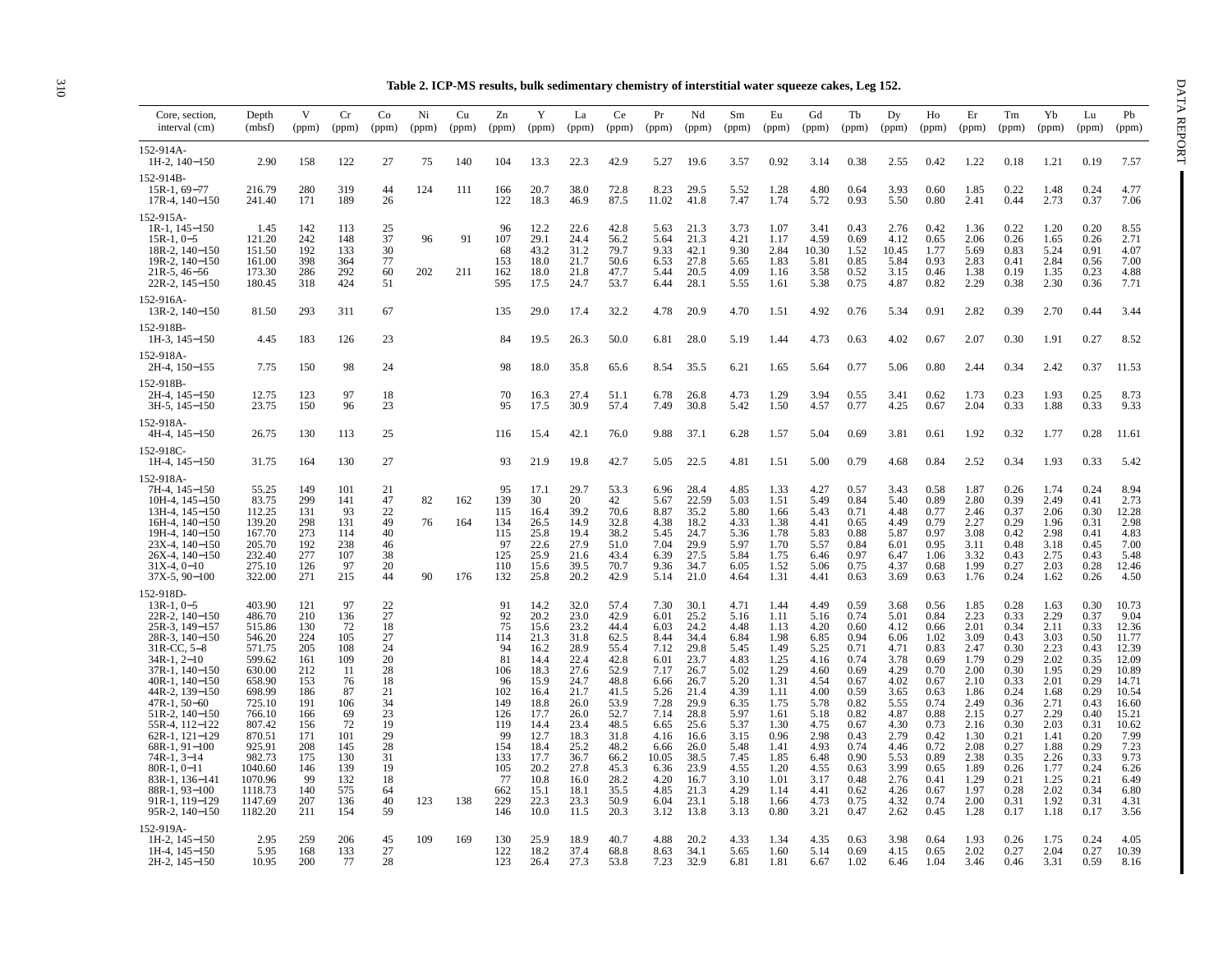**Table 2. ICP-MS results, bulk sedimentary chemistry of interstitial water squeeze cakes, Leg 152.**

| Core, section, interval (cm) | Depth (mbsf) | V (ppm) | Cr (ppm) | Co (ppm) | Ni (ppm) | Cu (ppm) | Zn (ppm) | Y (ppm) | La (ppm) | Ce (ppm) | Pr (ppm) | Nd (ppm) | Sm (ppm) | Eu (ppm) | Gd (ppm) | Tb (ppm) | Dy (ppm) | Ho (ppm) | Er (ppm) | Tm (ppm) | Yb (ppm) | Lu (ppm) | Pb (ppm) |
|---|---|---|---|---|---|---|---|---|---|---|---|---|---|---|---|---|---|---|---|---|---|---|---|
| 152-914A- | | | | | | | | | | | | | | | | | | | | | | | |
| 1H-2, 140–150 | 2.90 | 158 | 122 | 27 | 75 | 140 | 104 | 13.3 | 22.3 | 42.9 | 5.27 | 19.6 | 3.57 | 0.92 | 3.14 | 0.38 | 2.55 | 0.42 | 1.22 | 0.18 | 1.21 | 0.19 | 7.57 |
| 152-914B- | | | | | | | | | | | | | | | | | | | | | | | |
| 15R-1, 69–77 | 216.79 | 280 | 319 | 44 | 124 | 111 | 166 | 20.7 | 38.0 | 72.8 | 8.23 | 29.5 | 5.52 | 1.28 | 4.80 | 0.64 | 3.93 | 0.60 | 1.85 | 0.22 | 1.48 | 0.24 | 4.77 |
| 17R-4, 140–150 | 241.40 | 171 | 189 | 26 | | | 122 | 18.3 | 46.9 | 87.5 | 11.02 | 41.8 | 7.47 | 1.74 | 5.72 | 0.93 | 5.50 | 0.80 | 2.41 | 0.44 | 2.73 | 0.37 | 7.06 |
| 152-915A- | | | | | | | | | | | | | | | | | | | | | | | |
| 1R-1, 145–150 | 1.45 | 142 | 113 | 25 | | | 96 | 12.2 | 22.6 | 42.8 | 5.63 | 21.3 | 3.73 | 1.07 | 3.41 | 0.43 | 2.76 | 0.42 | 1.36 | 0.22 | 1.20 | 0.20 | 8.55 |
| 15R-1, 0–5 | 121.20 | 242 | 148 | 37 | 96 | 91 | 107 | 29.1 | 24.4 | 56.2 | 5.64 | 21.3 | 4.21 | 1.17 | 4.59 | 0.69 | 4.12 | 0.65 | 2.06 | 0.26 | 1.65 | 0.26 | 2.71 |
| 18R-2, 140–150 | 151.50 | 192 | 133 | 30 | | | 68 | 43.2 | 31.2 | 79.7 | 9.33 | 42.1 | 9.30 | 2.84 | 10.30 | 1.52 | 10.45 | 1.77 | 5.69 | 0.83 | 5.24 | 0.91 | 4.07 |
| 19R-2, 140–150 | 161.00 | 398 | 364 | 77 | | | 153 | 18.0 | 21.7 | 50.6 | 6.53 | 27.8 | 5.65 | 1.83 | 5.81 | 0.85 | 5.84 | 0.93 | 2.83 | 0.41 | 2.84 | 0.56 | 7.00 |
| 21R-5, 46–56 | 173.30 | 286 | 292 | 60 | 202 | 211 | 162 | 18.0 | 21.8 | 47.7 | 5.44 | 20.5 | 4.09 | 1.16 | 3.58 | 0.52 | 3.15 | 0.46 | 1.38 | 0.19 | 1.35 | 0.23 | 4.88 |
| 22R-2, 145–150 | 180.45 | 318 | 424 | 51 | | | 595 | 17.5 | 24.7 | 53.7 | 6.44 | 28.1 | 5.55 | 1.61 | 5.38 | 0.75 | 4.87 | 0.82 | 2.29 | 0.38 | 2.30 | 0.36 | 7.71 |
| 152-916A- | | | | | | | | | | | | | | | | | | | | | | | |
| 13R-2, 140–150 | 81.50 | 293 | 311 | 67 | | | 135 | 29.0 | 17.4 | 32.2 | 4.78 | 20.9 | 4.70 | 1.51 | 4.92 | 0.76 | 5.34 | 0.91 | 2.82 | 0.39 | 2.70 | 0.44 | 3.44 |
| 152-918B- | | | | | | | | | | | | | | | | | | | | | | | |
| 1H-3, 145–150 | 4.45 | 183 | 126 | 23 | | | 84 | 19.5 | 26.3 | 50.0 | 6.81 | 28.0 | 5.19 | 1.44 | 4.73 | 0.63 | 4.02 | 0.67 | 2.07 | 0.30 | 1.91 | 0.27 | 8.52 |
| 152-918A- | | | | | | | | | | | | | | | | | | | | | | | |
| 2H-4, 150–155 | 7.75 | 150 | 98 | 24 | | | 98 | 18.0 | 35.8 | 65.6 | 8.54 | 35.5 | 6.21 | 1.65 | 5.64 | 0.77 | 5.06 | 0.80 | 2.44 | 0.34 | 2.42 | 0.37 | 11.53 |
| 152-918B- | | | | | | | | | | | | | | | | | | | | | | | |
| 2H-4, 145–150 | 12.75 | 123 | 97 | 18 | | | 70 | 16.3 | 27.4 | 51.1 | 6.78 | 26.8 | 4.73 | 1.29 | 3.94 | 0.55 | 3.41 | 0.62 | 1.73 | 0.23 | 1.93 | 0.25 | 8.73 |
| 3H-5, 145–150 | 23.75 | 150 | 96 | 23 | | | 95 | 17.5 | 30.9 | 57.4 | 7.49 | 30.8 | 5.42 | 1.50 | 4.57 | 0.77 | 4.25 | 0.67 | 2.04 | 0.33 | 1.88 | 0.33 | 9.33 |
| 152-918A- | | | | | | | | | | | | | | | | | | | | | | | |
| 4H-4, 145–150 | 26.75 | 130 | 113 | 25 | | | 116 | 15.4 | 42.1 | 76.0 | 9.88 | 37.1 | 6.28 | 1.57 | 5.04 | 0.69 | 3.81 | 0.61 | 1.92 | 0.32 | 1.77 | 0.28 | 11.61 |
| 152-918C- | | | | | | | | | | | | | | | | | | | | | | | |
| 1H-4, 145–150 | 31.75 | 164 | 130 | 27 | | | 93 | 21.9 | 19.8 | 42.7 | 5.05 | 22.5 | 4.81 | 1.51 | 5.00 | 0.79 | 4.68 | 0.84 | 2.52 | 0.34 | 1.93 | 0.33 | 5.42 |
| 152-918A- | | | | | | | | | | | | | | | | | | | | | | | |
| 7H-4, 145–150 | 55.25 | 149 | 101 | 21 | | | 95 | 17.1 | 29.7 | 53.3 | 6.96 | 28.4 | 4.85 | 1.33 | 4.27 | 0.57 | 3.43 | 0.58 | 1.87 | 0.26 | 1.74 | 0.24 | 8.94 |
| 10H-4, 145–150 | 83.75 | 299 | 141 | 47 | 82 | 162 | 139 | 30 | 20 | 42 | 5.67 | 22.59 | 5.03 | 1.51 | 5.49 | 0.84 | 5.40 | 0.89 | 2.80 | 0.39 | 2.49 | 0.41 | 2.73 |
| 13H-4, 145–150 | 112.25 | 131 | 93 | 22 | | | 115 | 16.4 | 39.2 | 70.6 | 8.87 | 35.2 | 5.80 | 1.66 | 5.43 | 0.71 | 4.48 | 0.77 | 2.46 | 0.37 | 2.06 | 0.30 | 12.28 |
| 16H-4, 140–150 | 139.20 | 298 | 131 | 49 | 76 | 164 | 134 | 26.5 | 14.9 | 32.8 | 4.38 | 18.2 | 4.33 | 1.38 | 4.41 | 0.65 | 4.49 | 0.79 | 2.27 | 0.29 | 1.96 | 0.31 | 2.98 |
| 19H-4, 140–150 | 167.70 | 273 | 114 | 40 | | | 115 | 25.8 | 19.4 | 38.2 | 5.45 | 24.7 | 5.36 | 1.78 | 5.83 | 0.88 | 5.87 | 0.97 | 3.08 | 0.42 | 2.98 | 0.41 | 4.83 |
| 23X-4, 140–150 | 205.70 | 192 | 238 | 46 | | | 97 | 22.6 | 27.9 | 51.0 | 7.04 | 29.9 | 5.97 | 1.70 | 5.57 | 0.84 | 6.01 | 0.95 | 3.11 | 0.48 | 3.18 | 0.45 | 7.00 |
| 26X-4, 140–150 | 232.40 | 277 | 107 | 38 | | | 125 | 25.9 | 21.6 | 43.4 | 6.39 | 27.5 | 5.84 | 1.75 | 6.46 | 0.97 | 6.47 | 1.06 | 3.32 | 0.43 | 2.75 | 0.43 | 5.48 |
| 31X-4, 0–10 | 275.10 | 126 | 97 | 20 | | | 110 | 15.6 | 39.5 | 70.7 | 9.36 | 34.7 | 6.05 | 1.52 | 5.06 | 0.75 | 4.37 | 0.68 | 1.99 | 0.27 | 2.03 | 0.28 | 12.46 |
| 37X-5, 90–100 | 322.00 | 271 | 215 | 44 | 90 | 176 | 132 | 25.8 | 20.2 | 42.9 | 5.14 | 21.0 | 4.64 | 1.31 | 4.41 | 0.63 | 3.69 | 0.63 | 1.76 | 0.24 | 1.62 | 0.26 | 4.50 |
| 152-918D- | | | | | | | | | | | | | | | | | | | | | | | |
| 13R-1, 0–5 | 403.90 | 121 | 97 | 22 | | | 91 | 14.2 | 32.0 | 57.4 | 7.30 | 30.1 | 4.71 | 1.44 | 4.49 | 0.59 | 3.68 | 0.56 | 1.85 | 0.28 | 1.63 | 0.30 | 10.73 |
| 22R-2, 140–150 | 486.70 | 210 | 136 | 27 | | | 92 | 20.2 | 23.0 | 42.9 | 6.01 | 25.2 | 5.16 | 1.11 | 5.16 | 0.74 | 5.01 | 0.84 | 2.23 | 0.33 | 2.29 | 0.37 | 9.04 |
| 25R-3, 149–157 | 515.86 | 130 | 72 | 18 | | | 75 | 15.6 | 23.2 | 44.4 | 6.03 | 24.2 | 4.48 | 1.13 | 4.20 | 0.60 | 4.12 | 0.66 | 2.01 | 0.34 | 2.11 | 0.33 | 12.36 |
| 28R-3, 140–150 | 546.20 | 224 | 105 | 27 | | | 114 | 21.3 | 31.8 | 62.5 | 8.44 | 34.4 | 6.84 | 1.98 | 6.85 | 0.94 | 6.06 | 1.02 | 3.09 | 0.43 | 3.03 | 0.50 | 11.77 |
| 31R-CC, 5–8 | 571.75 | 205 | 108 | 24 | | | 94 | 16.2 | 28.9 | 55.4 | 7.12 | 29.8 | 5.45 | 1.49 | 5.25 | 0.71 | 4.71 | 0.83 | 2.47 | 0.30 | 2.23 | 0.43 | 12.39 |
| 34R-1, 2–10 | 599.62 | 161 | 109 | 20 | | | 81 | 14.4 | 22.4 | 42.8 | 6.01 | 23.7 | 4.83 | 1.25 | 4.16 | 0.74 | 3.78 | 0.69 | 1.79 | 0.29 | 2.02 | 0.35 | 12.09 |
| 37R-1, 140–150 | 630.00 | 212 | 11 | 28 | | | 106 | 18.3 | 27.6 | 52.9 | 7.17 | 26.7 | 5.02 | 1.29 | 4.60 | 0.69 | 4.29 | 0.70 | 2.00 | 0.30 | 1.95 | 0.29 | 10.89 |
| 40R-1, 140–150 | 658.90 | 153 | 76 | 18 | | | 96 | 15.9 | 24.7 | 48.8 | 6.66 | 26.7 | 5.20 | 1.31 | 4.54 | 0.67 | 4.02 | 0.67 | 2.10 | 0.33 | 2.01 | 0.29 | 14.71 |
| 44R-2, 139–150 | 698.99 | 186 | 87 | 21 | | | 102 | 16.4 | 21.7 | 41.5 | 5.26 | 21.4 | 4.39 | 1.11 | 4.00 | 0.59 | 3.65 | 0.63 | 1.86 | 0.24 | 1.68 | 0.29 | 10.54 |
| 47R-1, 50–60 | 725.10 | 191 | 106 | 34 | | | 149 | 18.8 | 26.0 | 53.9 | 7.28 | 29.9 | 6.35 | 1.75 | 5.78 | 0.82 | 5.55 | 0.74 | 2.49 | 0.36 | 2.71 | 0.43 | 16.60 |
| 51R-2, 140–150 | 766.10 | 166 | 69 | 23 | | | 126 | 17.7 | 26.0 | 52.7 | 7.14 | 28.8 | 5.97 | 1.61 | 5.18 | 0.82 | 4.87 | 0.88 | 2.15 | 0.27 | 2.29 | 0.40 | 15.21 |
| 55R-4, 112–122 | 807.42 | 156 | 72 | 19 | | | 119 | 14.4 | 23.4 | 48.5 | 6.65 | 25.6 | 5.37 | 1.30 | 4.75 | 0.67 | 4.30 | 0.73 | 2.16 | 0.30 | 2.03 | 0.31 | 10.62 |
| 62R-1, 121–129 | 870.51 | 171 | 101 | 29 | | | 99 | 12.7 | 18.3 | 31.8 | 4.16 | 16.6 | 3.15 | 0.96 | 2.98 | 0.43 | 2.79 | 0.42 | 1.30 | 0.21 | 1.41 | 0.20 | 7.99 |
| 68R-1, 91–100 | 925.91 | 208 | 145 | 28 | | | 154 | 18.4 | 25.2 | 48.2 | 6.66 | 26.0 | 5.48 | 1.41 | 4.93 | 0.74 | 4.46 | 0.72 | 2.08 | 0.27 | 1.88 | 0.29 | 7.23 |
| 74R-1, 3–14 | 982.73 | 175 | 130 | 31 | | | 133 | 17.7 | 36.7 | 66.2 | 10.05 | 38.5 | 7.45 | 1.85 | 6.48 | 0.90 | 5.53 | 0.89 | 2.38 | 0.35 | 2.26 | 0.33 | 9.73 |
| 80R-1, 0–11 | 1040.60 | 146 | 139 | 19 | | | 105 | 20.2 | 27.8 | 45.3 | 6.36 | 23.9 | 4.55 | 1.20 | 4.55 | 0.63 | 3.99 | 0.65 | 1.89 | 0.26 | 1.77 | 0.24 | 6.26 |
| 83R-1, 136–141 | 1070.96 | 99 | 132 | 18 | | | 77 | 10.8 | 16.0 | 28.2 | 4.20 | 16.7 | 3.10 | 1.01 | 3.17 | 0.48 | 2.76 | 0.41 | 1.29 | 0.21 | 1.25 | 0.21 | 6.49 |
| 88R-1, 93–100 | 1118.73 | 140 | 575 | 64 | | | 662 | 15.1 | 18.1 | 35.5 | 4.85 | 21.3 | 4.29 | 1.14 | 4.41 | 0.62 | 4.26 | 0.67 | 1.97 | 0.28 | 2.02 | 0.34 | 6.80 |
| 91R-1, 119–129 | 1147.69 | 207 | 136 | 40 | 123 | 138 | 229 | 22.3 | 23.3 | 50.9 | 6.04 | 23.1 | 5.18 | 1.66 | 4.73 | 0.75 | 4.32 | 0.74 | 2.00 | 0.31 | 1.92 | 0.31 | 4.31 |
| 95R-2, 140–150 | 1182.20 | 211 | 154 | 59 | | | 146 | 10.0 | 11.5 | 20.3 | 3.12 | 13.8 | 3.13 | 0.80 | 3.21 | 0.47 | 2.62 | 0.45 | 1.28 | 0.17 | 1.18 | 0.17 | 3.56 |
| 152-919A- | | | | | | | | | | | | | | | | | | | | | | | |
| 1H-2, 145–150 | 2.95 | 259 | 206 | 45 | 109 | 169 | 130 | 25.9 | 18.9 | 40.7 | 4.88 | 20.2 | 4.33 | 1.34 | 4.35 | 0.63 | 3.98 | 0.64 | 1.93 | 0.26 | 1.75 | 0.24 | 4.05 |
| 1H-4, 145–150 | 5.95 | 168 | 133 | 27 | | | 122 | 18.2 | 37.4 | 68.8 | 8.63 | 34.1 | 5.65 | 1.60 | 5.14 | 0.69 | 4.15 | 0.65 | 2.02 | 0.27 | 2.04 | 0.27 | 10.39 |
| 2H-2, 145–150 | 10.95 | 200 | 77 | 28 | | | 123 | 26.4 | 27.3 | 53.8 | 7.23 | 32.9 | 6.81 | 1.81 | 6.67 | 1.02 | 6.46 | 1.04 | 3.46 | 0.46 | 3.31 | 0.59 | 8.16 |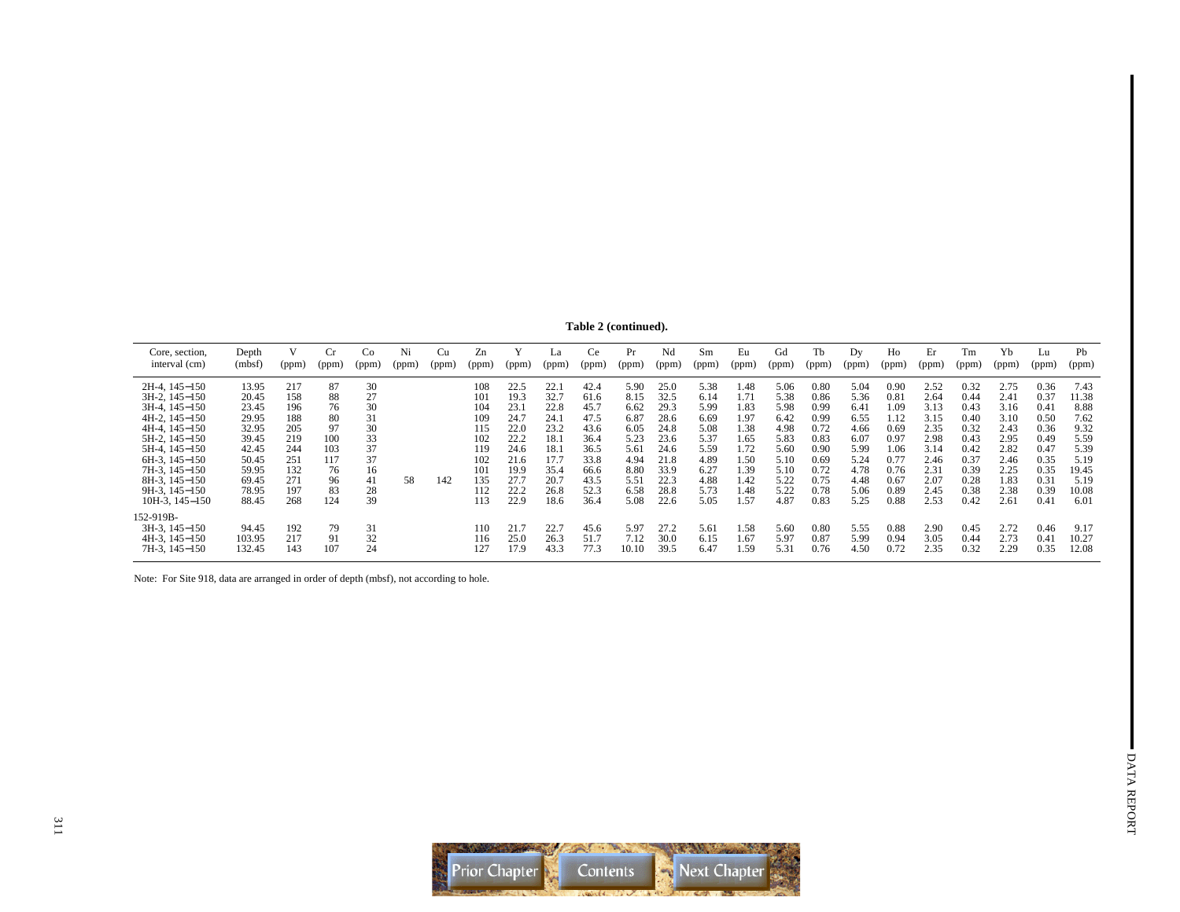**Table 2 (continued).**

| Core, section, interval (cm) | Depth (mbsf) | V (ppm) | Cr (ppm) | Co (ppm) | Ni (ppm) | Cu (ppm) | Zn (ppm) | Y (ppm) | La (ppm) | Ce (ppm) | Pr (ppm) | Nd (ppm) | Sm (ppm) | Eu (ppm) | Gd (ppm) | Tb (ppm) | Dy (ppm) | Ho (ppm) | Er (ppm) | Tm (ppm) | Yb (ppm) | Lu (ppm) | Pb (ppm) |
|---|---|---|---|---|---|---|---|---|---|---|---|---|---|---|---|---|---|---|---|---|---|---|---|
| 2H-4, 145–150 | 13.95 | 217 | 87 | 30 | | | 108 | 22.5 | 22.1 | 42.4 | 5.90 | 25.0 | 5.38 | 1.48 | 5.06 | 0.80 | 5.04 | 0.90 | 2.52 | 0.32 | 2.75 | 0.36 | 7.43 |
| 3H-2, 145–150 | 20.45 | 158 | 88 | 27 | | | 101 | 19.3 | 32.7 | 61.6 | 8.15 | 32.5 | 6.14 | 1.71 | 5.38 | 0.86 | 5.36 | 0.81 | 2.64 | 0.44 | 2.41 | 0.37 | 11.38 |
| 3H-4, 145–150 | 23.45 | 196 | 76 | 30 | | | 104 | 23.1 | 22.8 | 45.7 | 6.62 | 29.3 | 5.99 | 1.83 | 5.98 | 0.99 | 6.41 | 1.09 | 3.13 | 0.43 | 3.16 | 0.41 | 8.88 |
| 4H-2, 145–150 | 29.95 | 188 | 80 | 31 | | | 109 | 24.7 | 24.1 | 47.5 | 6.87 | 28.6 | 6.69 | 1.97 | 6.42 | 0.99 | 6.55 | 1.12 | 3.15 | 0.40 | 3.10 | 0.50 | 7.62 |
| 4H-4, 145–150 | 32.95 | 205 | 97 | 30 | | | 115 | 22.0 | 23.2 | 43.6 | 6.05 | 24.8 | 5.08 | 1.38 | 4.98 | 0.72 | 4.66 | 0.69 | 2.35 | 0.32 | 2.43 | 0.36 | 9.32 |
| 5H-2, 145–150 | 39.45 | 219 | 100 | 33 | | | 102 | 22.2 | 18.1 | 36.4 | 5.23 | 23.6 | 5.37 | 1.65 | 5.83 | 0.83 | 6.07 | 0.97 | 2.98 | 0.43 | 2.95 | 0.49 | 5.59 |
| 5H-4, 145–150 | 42.45 | 244 | 103 | 37 | | | 119 | 24.6 | 18.1 | 36.5 | 5.61 | 24.6 | 5.59 | 1.72 | 5.60 | 0.90 | 5.99 | 1.06 | 3.14 | 0.42 | 2.82 | 0.47 | 5.39 |
| 6H-3, 145–150 | 50.45 | 251 | 117 | 37 | | | 102 | 21.6 | 17.7 | 33.8 | 4.94 | 21.8 | 4.89 | 1.50 | 5.10 | 0.69 | 5.24 | 0.77 | 2.46 | 0.37 | 2.46 | 0.35 | 5.19 |
| 7H-3, 145–150 | 59.95 | 132 | 76 | 16 | | | 101 | 19.9 | 35.4 | 66.6 | 8.80 | 33.9 | 6.27 | 1.39 | 5.10 | 0.72 | 4.78 | 0.76 | 2.31 | 0.39 | 2.25 | 0.35 | 19.45 |
| 8H-3, 145–150 | 69.45 | 271 | 96 | 41 | 58 | 142 | 135 | 27.7 | 20.7 | 43.5 | 5.51 | 22.3 | 4.88 | 1.42 | 5.22 | 0.75 | 4.48 | 0.67 | 2.07 | 0.28 | 1.83 | 0.31 | 5.19 |
| 9H-3, 145–150 | 78.95 | 197 | 83 | 28 | | | 112 | 22.2 | 26.8 | 52.3 | 6.58 | 28.8 | 5.73 | 1.48 | 5.22 | 0.78 | 5.06 | 0.89 | 2.45 | 0.38 | 2.38 | 0.39 | 10.08 |
| 10H-3, 145–150 | 88.45 | 268 | 124 | 39 | | | 113 | 22.9 | 18.6 | 36.4 | 5.08 | 22.6 | 5.05 | 1.57 | 4.87 | 0.83 | 5.25 | 0.88 | 2.53 | 0.42 | 2.61 | 0.41 | 6.01 |
| 152-919B- | | | | | | | | | | | | | | | | | | | | | | | |
| 3H-3, 145–150 | 94.45 | 192 | 79 | 31 | | | 110 | 21.7 | 22.7 | 45.6 | 5.97 | 27.2 | 5.61 | 1.58 | 5.60 | 0.80 | 5.55 | 0.88 | 2.90 | 0.45 | 2.72 | 0.46 | 9.17 |
| 4H-3, 145–150 | 103.95 | 217 | 91 | 32 | | | 116 | 25.0 | 26.3 | 51.7 | 7.12 | 30.0 | 6.15 | 1.67 | 5.97 | 0.87 | 5.99 | 0.94 | 3.05 | 0.44 | 2.73 | 0.41 | 10.27 |
| 7H-3, 145–150 | 132.45 | 143 | 107 | 24 | | | 127 | 17.9 | 43.3 | 77.3 | 10.10 | 39.5 | 6.47 | 1.59 | 5.31 | 0.76 | 4.50 | 0.72 | 2.35 | 0.32 | 2.29 | 0.35 | 12.08 |

Note: For Site 918, data are arranged in order of depth (mbsf), not according to hole.